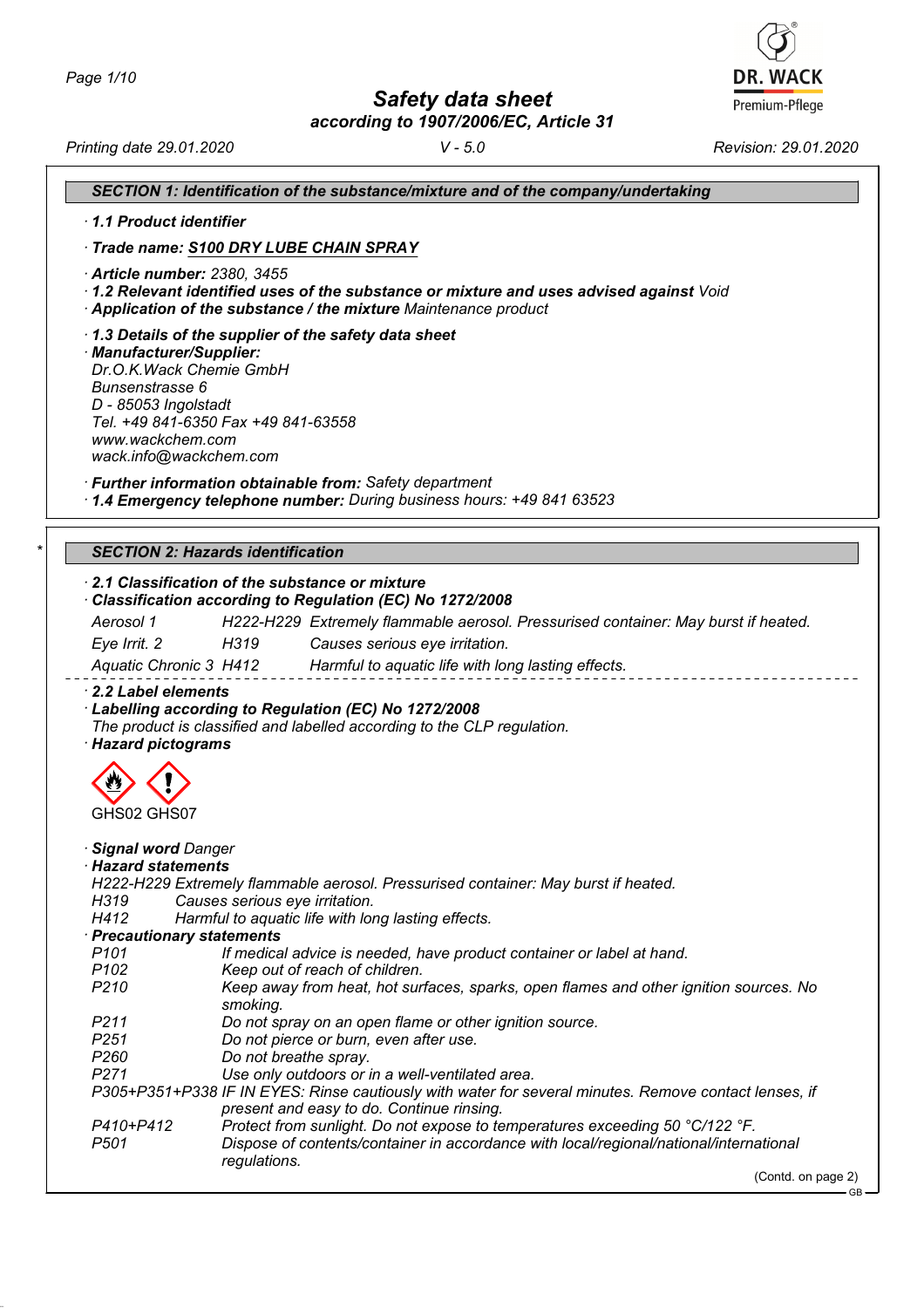# Safety data sheet

**according to 1907/2006/EC, Article 31**

Printing date 29.01.2020 | V - 5.0 | Revision: 29.01.2020

## SECTION 1: Identification of the substance/mixture and of the company/undertaking

· **1.1 Product identifier**

· **Trade name: S100 DRY LUBE CHAIN SPRAY**

· **Article number:** 2380, 3455

· **1.2 Relevant identified uses of the substance or mixture and uses advised against** Void

· **Application of the substance / the mixture** Maintenance product

· **1.3 Details of the supplier of the safety data sheet**

· **Manufacturer/Supplier:**
Dr.O.K.Wack Chemie GmbH
Bunsenstrasse 6
D - 85053 Ingolstadt
Tel. +49 841-6350 Fax +49 841-63558
www.wackchem.com
wack.info@wackchem.com

· **Further information obtainable from:** Safety department

· **1.4 Emergency telephone number:** During business hours: +49 841 63523

## SECTION 2: Hazards identification

· **2.1 Classification of the substance or mixture**

· **Classification according to Regulation (EC) No 1272/2008**

| | | |
|---|---|---|
| Aerosol 1 | H222-H229 | Extremely flammable aerosol. Pressurised container: May burst if heated. |
| Eye Irrit. 2 | H319 | Causes serious eye irritation. |
| Aquatic Chronic 3 | H412 | Harmful to aquatic life with long lasting effects. |

· **2.2 Label elements**

· **Labelling according to Regulation (EC) No 1272/2008**
The product is classified and labelled according to the CLP regulation.

· **Hazard pictograms**

GHS02 GHS07

· **Signal word** Danger

· **Hazard statements**

H222-H229 Extremely flammable aerosol. Pressurised container: May burst if heated.
H319 Causes serious eye irritation.
H412 Harmful to aquatic life with long lasting effects.

· **Precautionary statements**

| | |
|---|---|
| P101 | If medical advice is needed, have product container or label at hand. |
| P102 | Keep out of reach of children. |
| P210 | Keep away from heat, hot surfaces, sparks, open flames and other ignition sources. No smoking. |
| P211 | Do not spray on an open flame or other ignition source. |
| P251 | Do not pierce or burn, even after use. |
| P260 | Do not breathe spray. |
| P271 | Use only outdoors or in a well-ventilated area. |
| P305+P351+P338 | IF IN EYES: Rinse cautiously with water for several minutes. Remove contact lenses, if present and easy to do. Continue rinsing. |
| P410+P412 | Protect from sunlight. Do not expose to temperatures exceeding 50 °C/122 °F. |
| P501 | Dispose of contents/container in accordance with local/regional/national/international regulations. |

(Contd. on page 2)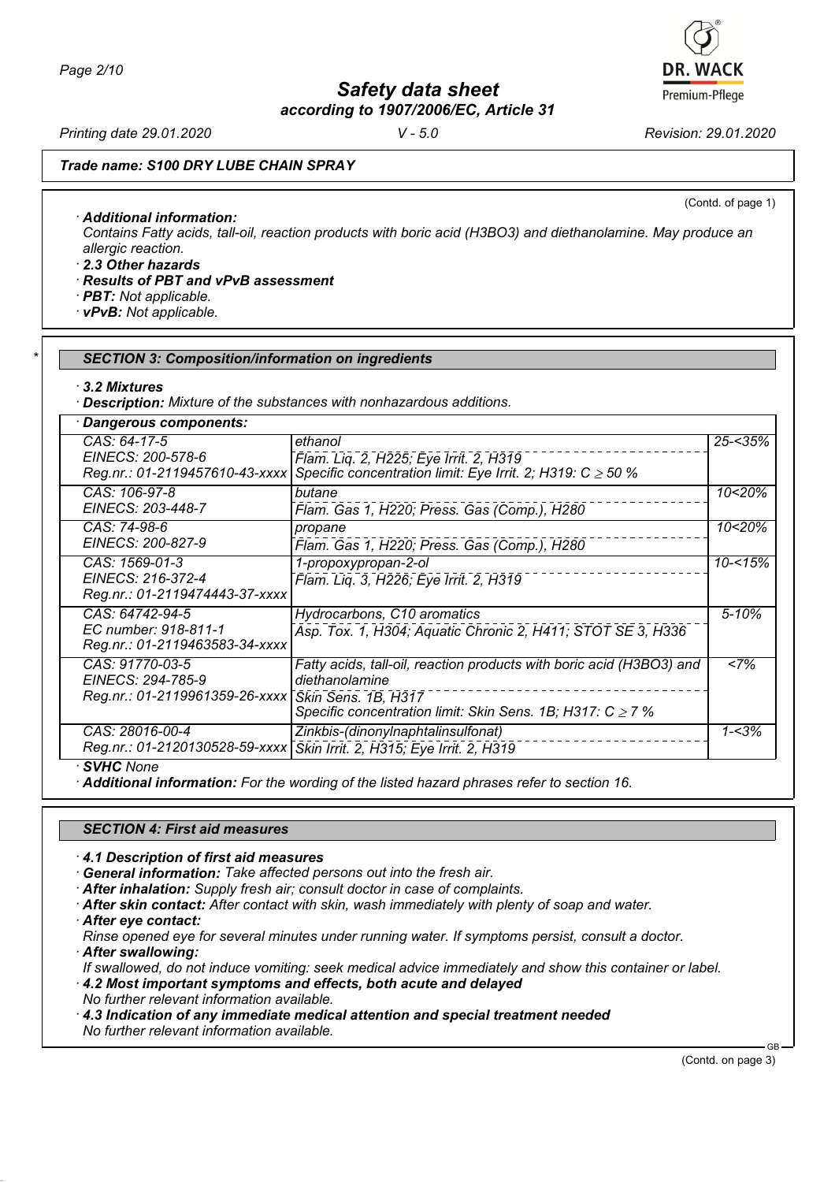**Trade name: S100 DRY LUBE CHAIN SPRAY**

(Contd. of page 1)

· **Additional information:**
Contains Fatty acids, tall-oil, reaction products with boric acid ($H_3BO_3$) and diethanolamine. May produce an allergic reaction.

· **2.3 Other hazards**

· **Results of PBT and vPvB assessment**

· **PBT:** Not applicable.

· **vPvB:** Not applicable.

## SECTION 3: Composition/information on ingredients

· **3.2 Mixtures**

· **Description:** Mixture of the substances with nonhazardous additions.

· **Dangerous components:**

| Identifiers | Substance / Classification | Concentration |
|---|---|---|
| CAS: 64-17-5<br>EINECS: 200-578-6<br>Reg.nr.: 01-2119457610-43-xxxx | ethanol<br>Flam. Liq. 2, H225; Eye Irrit. 2, H319<br>Specific concentration limit: Eye Irrit. 2; H319: C ≥ 50 % | 25-<35% |
| CAS: 106-97-8<br>EINECS: 203-448-7 | butane<br>Flam. Gas 1, H220; Press. Gas (Comp.), H280 | 10<20% |
| CAS: 74-98-6<br>EINECS: 200-827-9 | propane<br>Flam. Gas 1, H220; Press. Gas (Comp.), H280 | 10<20% |
| CAS: 1569-01-3<br>EINECS: 216-372-4<br>Reg.nr.: 01-2119474443-37-xxxx | 1-propoxypropan-2-ol<br>Flam. Liq. 3, H226; Eye Irrit. 2, H319 | 10-<15% |
| CAS: 64742-94-5<br>EC number: 918-811-1<br>Reg.nr.: 01-2119463583-34-xxxx | Hydrocarbons, C10 aromatics<br>Asp. Tox. 1, H304; Aquatic Chronic 2, H411; STOT SE 3, H336 | 5-10% |
| CAS: 91770-03-5<br>EINECS: 294-785-9<br>Reg.nr.: 01-2119961359-26-xxxx | Fatty acids, tall-oil, reaction products with boric acid ($H_3BO_3$) and diethanolamine<br>Skin Sens. 1B, H317<br>Specific concentration limit: Skin Sens. 1B; H317: C ≥ 7 % | <7% |
| CAS: 28016-00-4<br>Reg.nr.: 01-2120130528-59-xxxx | Zinkbis-(dinonylnaphtalinsulfonat)<br>Skin Irrit. 2, H315; Eye Irrit. 2, H319 | 1-<3% |

· **SVHC** None

· **Additional information:** For the wording of the listed hazard phrases refer to section 16.

## SECTION 4: First aid measures

· **4.1 Description of first aid measures**

· **General information:** Take affected persons out into the fresh air.

· **After inhalation:** Supply fresh air; consult doctor in case of complaints.

· **After skin contact:** After contact with skin, wash immediately with plenty of soap and water.

· **After eye contact:**
Rinse opened eye for several minutes under running water. If symptoms persist, consult a doctor.

· **After swallowing:**
If swallowed, do not induce vomiting: seek medical advice immediately and show this container or label.

· **4.2 Most important symptoms and effects, both acute and delayed**
No further relevant information available.

· **4.3 Indication of any immediate medical attention and special treatment needed**
No further relevant information available.

(Contd. on page 3)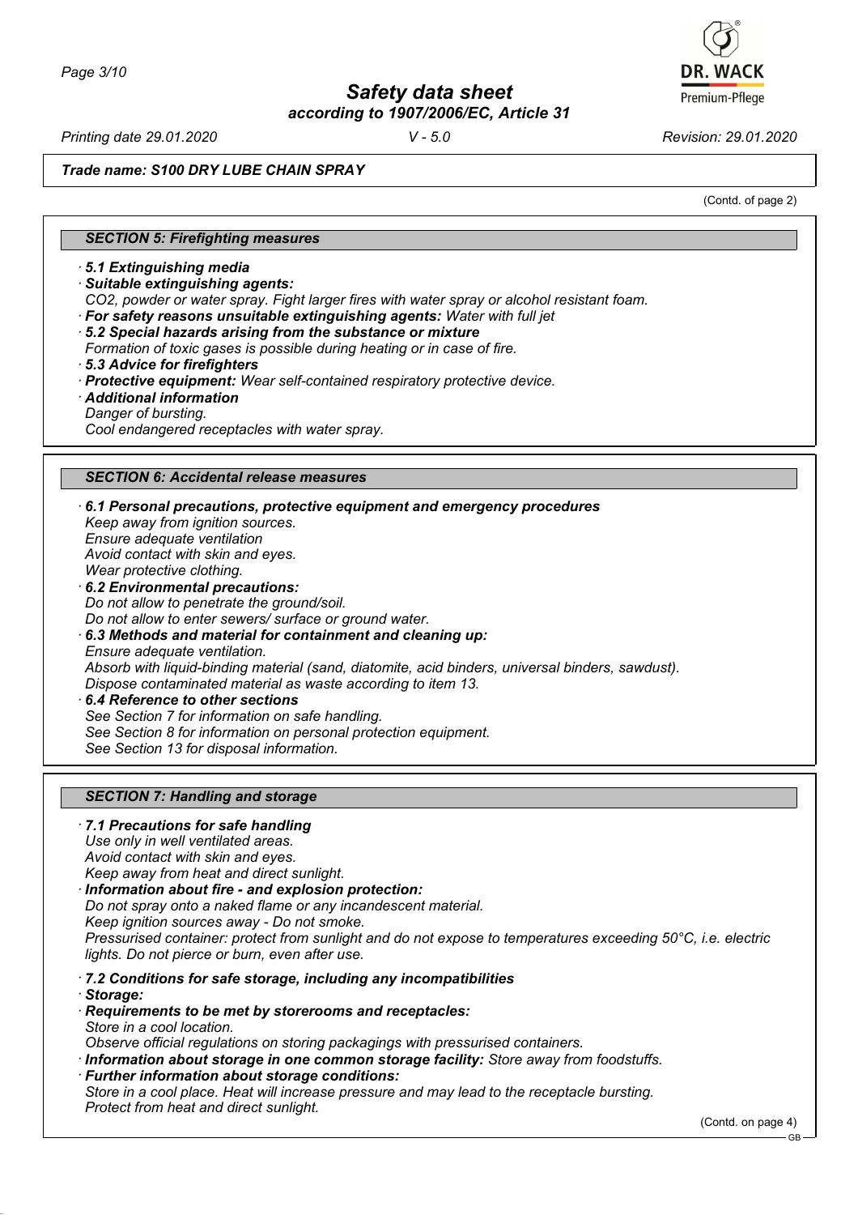Trade name: S100 DRY LUBE CHAIN SPRAY

(Contd. of page 2)

## SECTION 5: Firefighting measures

- **5.1 Extinguishing media**
- **Suitable extinguishing agents:**
  CO2, powder or water spray. Fight larger fires with water spray or alcohol resistant foam.
- **For safety reasons unsuitable extinguishing agents:** Water with full jet
- **5.2 Special hazards arising from the substance or mixture**
  Formation of toxic gases is possible during heating or in case of fire.
- **5.3 Advice for firefighters**
- **Protective equipment:** Wear self-contained respiratory protective device.
- **Additional information**
  Danger of bursting.
  Cool endangered receptacles with water spray.

## SECTION 6: Accidental release measures

- **6.1 Personal precautions, protective equipment and emergency procedures**
  Keep away from ignition sources.
  Ensure adequate ventilation
  Avoid contact with skin and eyes.
  Wear protective clothing.
- **6.2 Environmental precautions:**
  Do not allow to penetrate the ground/soil.
  Do not allow to enter sewers/ surface or ground water.
- **6.3 Methods and material for containment and cleaning up:**
  Ensure adequate ventilation.
  Absorb with liquid-binding material (sand, diatomite, acid binders, universal binders, sawdust).
  Dispose contaminated material as waste according to item 13.
- **6.4 Reference to other sections**
  See Section 7 for information on safe handling.
  See Section 8 for information on personal protection equipment.
  See Section 13 for disposal information.

## SECTION 7: Handling and storage

- **7.1 Precautions for safe handling**
  Use only in well ventilated areas.
  Avoid contact with skin and eyes.
  Keep away from heat and direct sunlight.
- **Information about fire - and explosion protection:**
  Do not spray onto a naked flame or any incandescent material.
  Keep ignition sources away - Do not smoke.
  Pressurised container: protect from sunlight and do not expose to temperatures exceeding 50°C, i.e. electric lights. Do not pierce or burn, even after use.
- **7.2 Conditions for safe storage, including any incompatibilities**
- **Storage:**
- **Requirements to be met by storerooms and receptacles:**
  Store in a cool location.
  Observe official regulations on storing packagings with pressurised containers.
- **Information about storage in one common storage facility:** Store away from foodstuffs.
- **Further information about storage conditions:**
  Store in a cool place. Heat will increase pressure and may lead to the receptacle bursting.
  Protect from heat and direct sunlight.

(Contd. on page 4)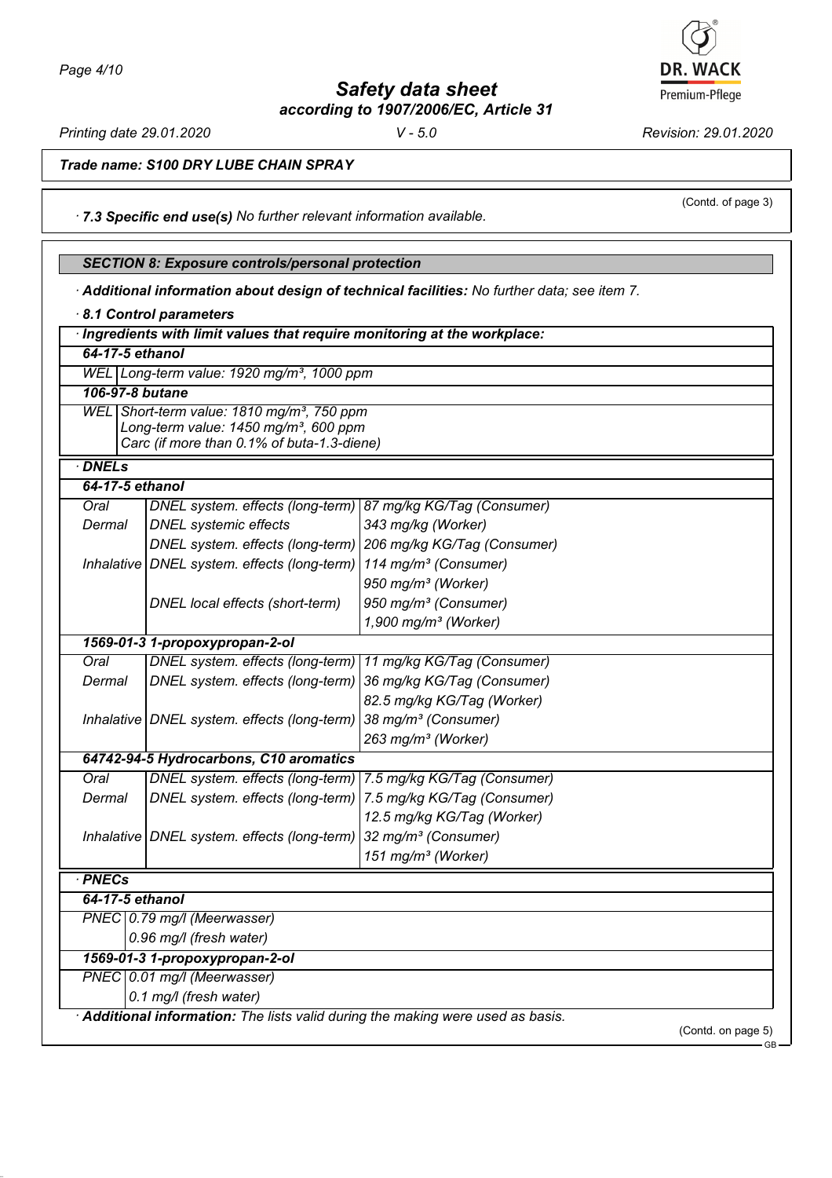*Trade name: S100 DRY LUBE CHAIN SPRAY*

(Contd. of page 3)

· **7.3 Specific end use(s)** No further relevant information available.

## SECTION 8: Exposure controls/personal protection

· **Additional information about design of technical facilities:** No further data; see item 7.

· **8.1 Control parameters**

· **Ingredients with limit values that require monitoring at the workplace:**

| | |
|---|---|
| **64-17-5 ethanol** | |
| WEL | Long-term value: 1920 mg/m³, 1000 ppm |
| **106-97-8 butane** | |
| WEL | Short-term value: 1810 mg/m³, 750 ppm<br>Long-term value: 1450 mg/m³, 600 ppm<br>Carc (if more than 0.1% of buta-1.3-diene) |

· **DNELs**

| | | |
|---|---|---|
| **64-17-5 ethanol** | | |
| Oral | DNEL system. effects (long-term) | 87 mg/kg KG/Tag (Consumer) |
| Dermal | DNEL systemic effects | 343 mg/kg (Worker) |
| | DNEL system. effects (long-term) | 206 mg/kg KG/Tag (Consumer) |
| Inhalative | DNEL system. effects (long-term) | 114 mg/m³ (Consumer) |
| | | 950 mg/m³ (Worker) |
| | DNEL local effects (short-term) | 950 mg/m³ (Consumer) |
| | | 1,900 mg/m³ (Worker) |
| **1569-01-3 1-propoxypropan-2-ol** | | |
| Oral | DNEL system. effects (long-term) | 11 mg/kg KG/Tag (Consumer) |
| Dermal | DNEL system. effects (long-term) | 36 mg/kg KG/Tag (Consumer) |
| | | 82.5 mg/kg KG/Tag (Worker) |
| Inhalative | DNEL system. effects (long-term) | 38 mg/m³ (Consumer) |
| | | 263 mg/m³ (Worker) |
| **64742-94-5 Hydrocarbons, C10 aromatics** | | |
| Oral | DNEL system. effects (long-term) | 7.5 mg/kg KG/Tag (Consumer) |
| Dermal | DNEL system. effects (long-term) | 7.5 mg/kg KG/Tag (Consumer) |
| | | 12.5 mg/kg KG/Tag (Worker) |
| Inhalative | DNEL system. effects (long-term) | 32 mg/m³ (Consumer) |
| | | 151 mg/m³ (Worker) |

· **PNECs**

| | |
|---|---|
| **64-17-5 ethanol** | |
| PNEC | 0.79 mg/l (Meerwasser) |
| | 0.96 mg/l (fresh water) |
| **1569-01-3 1-propoxypropan-2-ol** | |
| PNEC | 0.01 mg/l (Meerwasser) |
| | 0.1 mg/l (fresh water) |

· **Additional information:** The lists valid during the making were used as basis.

(Contd. on page 5)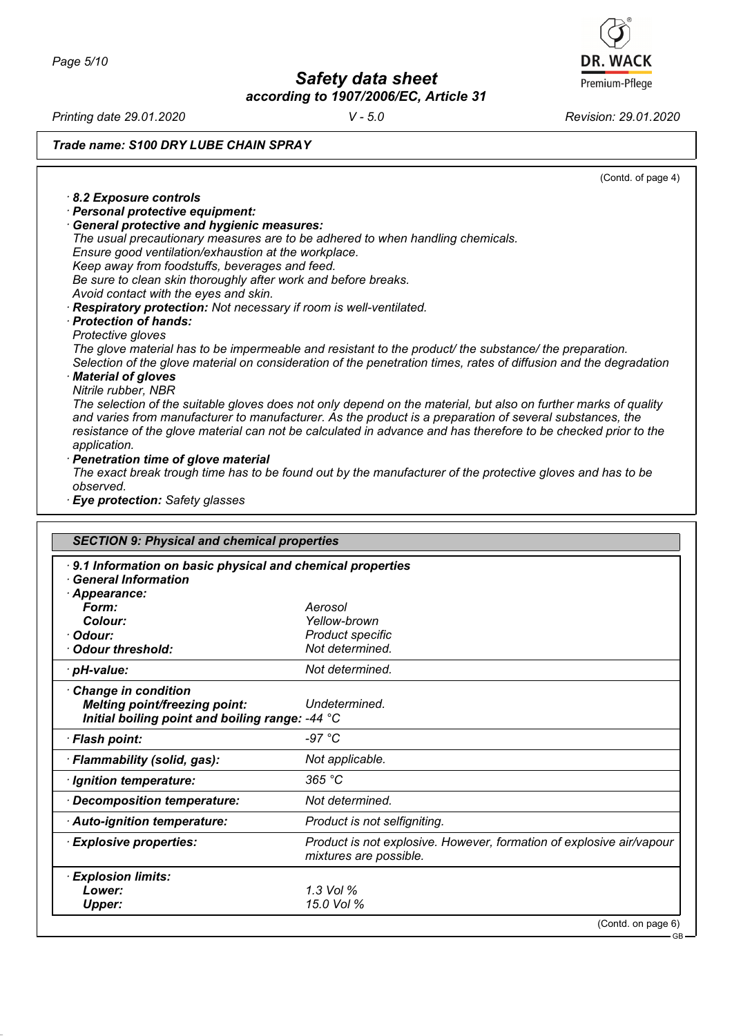*Safety data sheet*

*according to 1907/2006/EC, Article 31*

Printing date 29.01.2020 | V - 5.0 | Revision: 29.01.2020

**Trade name: S100 DRY LUBE CHAIN SPRAY**

(Contd. of page 4)

· **8.2 Exposure controls**

· **Personal protective equipment:**

· **General protective and hygienic measures:**

The usual precautionary measures are to be adhered to when handling chemicals.
Ensure good ventilation/exhaustion at the workplace.
Keep away from foodstuffs, beverages and feed.
Be sure to clean skin thoroughly after work and before breaks.
Avoid contact with the eyes and skin.

· **Respiratory protection:** Not necessary if room is well-ventilated.

· **Protection of hands:**

Protective gloves

The glove material has to be impermeable and resistant to the product/ the substance/ the preparation.
Selection of the glove material on consideration of the penetration times, rates of diffusion and the degradation

· **Material of gloves**

Nitrile rubber, NBR

The selection of the suitable gloves does not only depend on the material, but also on further marks of quality and varies from manufacturer to manufacturer. As the product is a preparation of several substances, the resistance of the glove material can not be calculated in advance and has therefore to be checked prior to the application.

· **Penetration time of glove material**

The exact break trough time has to be found out by the manufacturer of the protective gloves and has to be observed.

· **Eye protection:** Safety glasses

## SECTION 9: Physical and chemical properties

· **9.1 Information on basic physical and chemical properties**

· **General Information**

| Property | Value |
|---|---|
| · **Appearance:** | |
| **Form:** | Aerosol |
| **Colour:** | Yellow-brown |
| · **Odour:** | Product specific |
| · **Odour threshold:** | Not determined. |
| · **pH-value:** | Not determined. |
| · **Change in condition** | |
| **Melting point/freezing point:** | Undetermined. |
| **Initial boiling point and boiling range:** | -44 °C |
| · **Flash point:** | -97 °C |
| · **Flammability (solid, gas):** | Not applicable. |
| · **Ignition temperature:** | 365 °C |
| · **Decomposition temperature:** | Not determined. |
| · **Auto-ignition temperature:** | Product is not selfigniting. |
| · **Explosive properties:** | Product is not explosive. However, formation of explosive air/vapour mixtures are possible. |
| · **Explosion limits:** | |
| **Lower:** | 1.3 Vol % |
| **Upper:** | 15.0 Vol % |

(Contd. on page 6)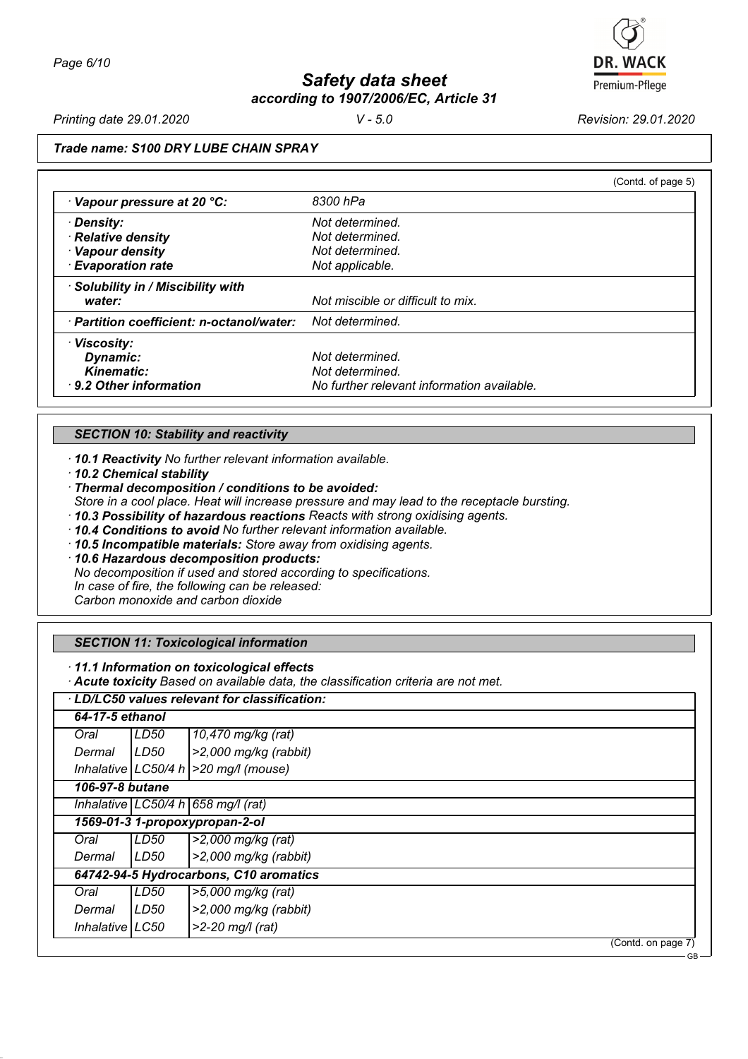**Trade name: S100 DRY LUBE CHAIN SPRAY**

(Contd. of page 5)

| | |
|---|---|
| · **Vapour pressure at 20 °C:** | 8300 hPa |
| · **Density:** | Not determined. |
| · **Relative density** | Not determined. |
| · **Vapour density** | Not determined. |
| · **Evaporation rate** | Not applicable. |
| · **Solubility in / Miscibility with water:** | Not miscible or difficult to mix. |
| · **Partition coefficient: n-octanol/water:** | Not determined. |
| · **Viscosity:** | |
| **Dynamic:** | Not determined. |
| **Kinematic:** | Not determined. |
| · **9.2 Other information** | No further relevant information available. |

## SECTION 10: Stability and reactivity

· **10.1 Reactivity** No further relevant information available.
· **10.2 Chemical stability**
· **Thermal decomposition / conditions to be avoided:**
Store in a cool place. Heat will increase pressure and may lead to the receptacle bursting.
· **10.3 Possibility of hazardous reactions** Reacts with strong oxidising agents.
· **10.4 Conditions to avoid** No further relevant information available.
· **10.5 Incompatible materials:** Store away from oxidising agents.
· **10.6 Hazardous decomposition products:**
No decomposition if used and stored according to specifications.
In case of fire, the following can be released:
Carbon monoxide and carbon dioxide

## SECTION 11: Toxicological information

· **11.1 Information on toxicological effects**
· **Acute toxicity** Based on available data, the classification criteria are not met.

| · **LD/LC50 values relevant for classification:** | | |
|---|---|---|
| **64-17-5 ethanol** | | |
| Oral | LD50 | 10,470 mg/kg (rat) |
| Dermal | LD50 | >2,000 mg/kg (rabbit) |
| Inhalative | LC50/4 h | >20 mg/l (mouse) |
| **106-97-8 butane** | | |
| Inhalative | LC50/4 h | 658 mg/l (rat) |
| **1569-01-3 1-propoxypropan-2-ol** | | |
| Oral | LD50 | >2,000 mg/kg (rat) |
| Dermal | LD50 | >2,000 mg/kg (rabbit) |
| **64742-94-5 Hydrocarbons, C10 aromatics** | | |
| Oral | LD50 | >5,000 mg/kg (rat) |
| Dermal | LD50 | >2,000 mg/kg (rabbit) |
| Inhalative | LC50 | >2-20 mg/l (rat) |

(Contd. on page 7)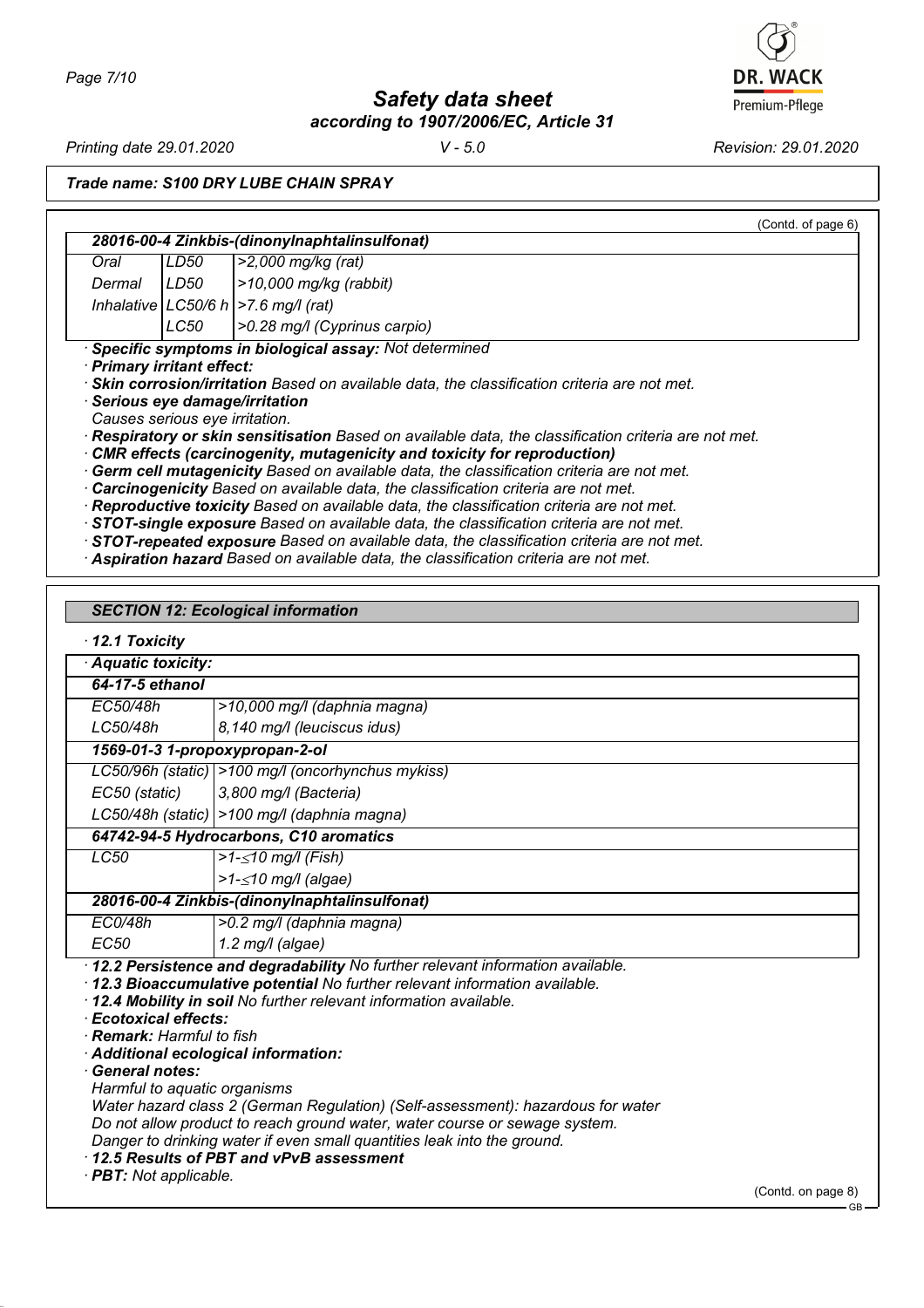Trade name: S100 DRY LUBE CHAIN SPRAY

(Contd. of page 6)

| 28016-00-4 Zinkbis-(dinonylnaphtalinsulfonat) | | |
|---|---|---|
| Oral | LD50 | >2,000 mg/kg (rat) |
| Dermal | LD50 | >10,000 mg/kg (rabbit) |
| Inhalative | LC50/6 h | >7.6 mg/l (rat) |
| | LC50 | >0.28 mg/l (Cyprinus carpio) |

· **Specific symptoms in biological assay:** Not determined
· **Primary irritant effect:**
· **Skin corrosion/irritation** Based on available data, the classification criteria are not met.
· **Serious eye damage/irritation**
Causes serious eye irritation.
· **Respiratory or skin sensitisation** Based on available data, the classification criteria are not met.
· **CMR effects (carcinogenity, mutagenicity and toxicity for reproduction)**
· **Germ cell mutagenicity** Based on available data, the classification criteria are not met.
· **Carcinogenicity** Based on available data, the classification criteria are not met.
· **Reproductive toxicity** Based on available data, the classification criteria are not met.
· **STOT-single exposure** Based on available data, the classification criteria are not met.
· **STOT-repeated exposure** Based on available data, the classification criteria are not met.
· **Aspiration hazard** Based on available data, the classification criteria are not met.

## SECTION 12: Ecological information

· **12.1 Toxicity**

| · Aquatic toxicity: | |
|---|---|
| **64-17-5 ethanol** | |
| EC50/48h | >10,000 mg/l (daphnia magna) |
| LC50/48h | 8,140 mg/l (leuciscus idus) |
| **1569-01-3 1-propoxypropan-2-ol** | |
| LC50/96h (static) | >100 mg/l (oncorhynchus mykiss) |
| EC50 (static) | 3,800 mg/l (Bacteria) |
| LC50/48h (static) | >100 mg/l (daphnia magna) |
| **64742-94-5 Hydrocarbons, C10 aromatics** | |
| LC50 | >1-≤10 mg/l (Fish) |
| | >1-≤10 mg/l (algae) |
| **28016-00-4 Zinkbis-(dinonylnaphtalinsulfonat)** | |
| EC0/48h | >0.2 mg/l (daphnia magna) |
| EC50 | 1.2 mg/l (algae) |

· **12.2 Persistence and degradability** No further relevant information available.
· **12.3 Bioaccumulative potential** No further relevant information available.
· **12.4 Mobility in soil** No further relevant information available.
· **Ecotoxical effects:**
· **Remark:** Harmful to fish
· **Additional ecological information:**
· **General notes:**
Harmful to aquatic organisms
Water hazard class 2 (German Regulation) (Self-assessment): hazardous for water
Do not allow product to reach ground water, water course or sewage system.
Danger to drinking water if even small quantities leak into the ground.
· **12.5 Results of PBT and vPvB assessment**
· **PBT:** Not applicable.

(Contd. on page 8)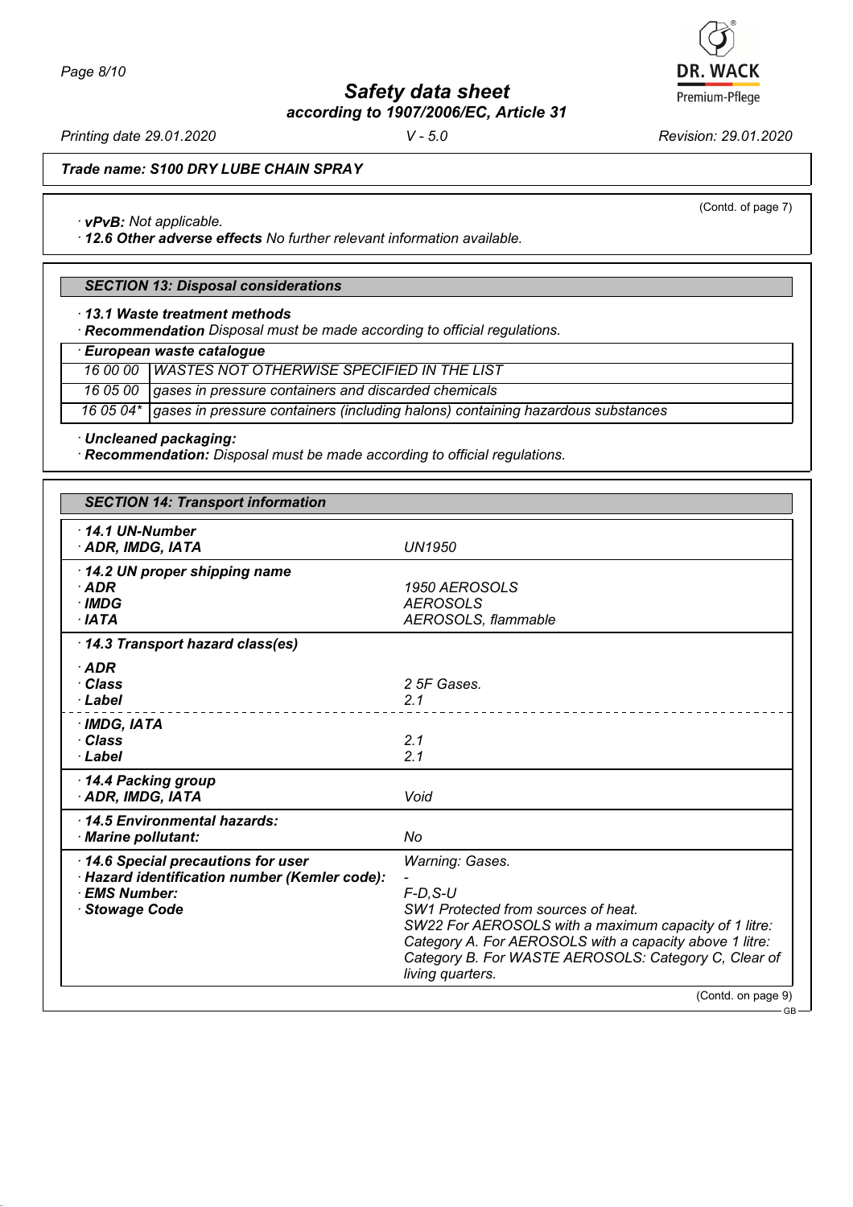*Trade name: S100 DRY LUBE CHAIN SPRAY*

(Contd. of page 7)

· **vPvB:** Not applicable.
· **12.6 Other adverse effects** No further relevant information available.

## SECTION 13: Disposal considerations

· **13.1 Waste treatment methods**
· **Recommendation** Disposal must be made according to official regulations.

| · European waste catalogue | |
|---|---|
| 16 00 00 | WASTES NOT OTHERWISE SPECIFIED IN THE LIST |
| 16 05 00 | gases in pressure containers and discarded chemicals |
| 16 05 04* | gases in pressure containers (including halons) containing hazardous substances |

· **Uncleaned packaging:**
· **Recommendation:** Disposal must be made according to official regulations.

## SECTION 14: Transport information

| | |
|---|---|
| · **14.1 UN-Number** | |
| · **ADR, IMDG, IATA** | UN1950 |
| · **14.2 UN proper shipping name** | |
| · **ADR** | 1950 AEROSOLS |
| · **IMDG** | AEROSOLS |
| · **IATA** | AEROSOLS, flammable |
| · **14.3 Transport hazard class(es)** | |
| · **ADR** | |
| · **Class** | 2 5F Gases. |
| · **Label** | 2.1 |
| · **IMDG, IATA** | |
| · **Class** | 2.1 |
| · **Label** | 2.1 |
| · **14.4 Packing group** | |
| · **ADR, IMDG, IATA** | Void |
| · **14.5 Environmental hazards:** | |
| · **Marine pollutant:** | No |
| · **14.6 Special precautions for user** | Warning: Gases. |
| · **Hazard identification number (Kemler code):** | - |
| · **EMS Number:** | F-D,S-U |
| · **Stowage Code** | SW1 Protected from sources of heat. SW22 For AEROSOLS with a maximum capacity of 1 litre: Category A. For AEROSOLS with a capacity above 1 litre: Category B. For WASTE AEROSOLS: Category C, Clear of living quarters. |

(Contd. on page 9)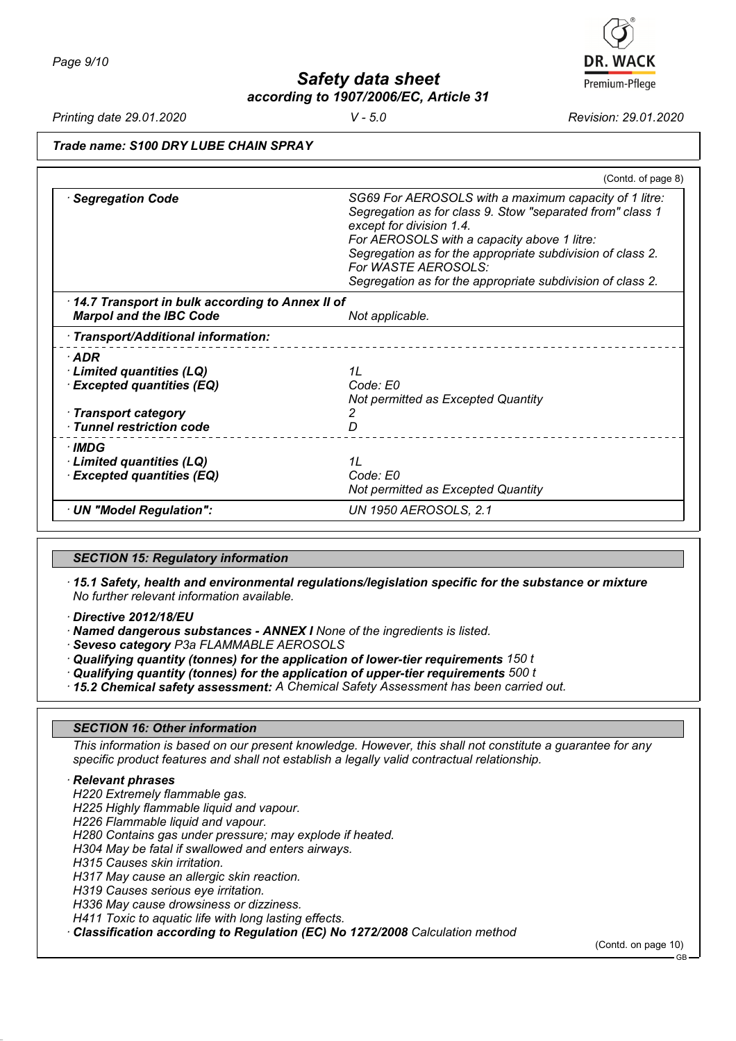*Trade name: S100 DRY LUBE CHAIN SPRAY*

(Contd. of page 8)

| | |
|---|---|
| **· Segregation Code** | SG69 For AEROSOLS with a maximum capacity of 1 litre: Segregation as for class 9. Stow "separated from" class 1 except for division 1.4. For AEROSOLS with a capacity above 1 litre: Segregation as for the appropriate subdivision of class 2. For WASTE AEROSOLS: Segregation as for the appropriate subdivision of class 2. |
| **· 14.7 Transport in bulk according to Annex II of Marpol and the IBC Code** | Not applicable. |
| **· Transport/Additional information:** | |
| **· ADR** | |
| **· Limited quantities (LQ)** | 1L |
| **· Excepted quantities (EQ)** | Code: E0<br>Not permitted as Excepted Quantity |
| **· Transport category** | 2 |
| **· Tunnel restriction code** | D |
| **· IMDG** | |
| **· Limited quantities (LQ)** | 1L |
| **· Excepted quantities (EQ)** | Code: E0<br>Not permitted as Excepted Quantity |
| **· UN "Model Regulation":** | UN 1950 AEROSOLS, 2.1 |

## SECTION 15: Regulatory information

**· 15.1 Safety, health and environmental regulations/legislation specific for the substance or mixture**
No further relevant information available.

**· Directive 2012/18/EU**
**· Named dangerous substances - ANNEX I** None of the ingredients is listed.
**· Seveso category** P3a FLAMMABLE AEROSOLS
**· Qualifying quantity (tonnes) for the application of lower-tier requirements** 150 t
**· Qualifying quantity (tonnes) for the application of upper-tier requirements** 500 t
**· 15.2 Chemical safety assessment:** A Chemical Safety Assessment has been carried out.

## SECTION 16: Other information

This information is based on our present knowledge. However, this shall not constitute a guarantee for any specific product features and shall not establish a legally valid contractual relationship.

**· Relevant phrases**
H220 Extremely flammable gas.
H225 Highly flammable liquid and vapour.
H226 Flammable liquid and vapour.
H280 Contains gas under pressure; may explode if heated.
H304 May be fatal if swallowed and enters airways.
H315 Causes skin irritation.
H317 May cause an allergic skin reaction.
H319 Causes serious eye irritation.
H336 May cause drowsiness or dizziness.
H411 Toxic to aquatic life with long lasting effects.
**· Classification according to Regulation (EC) No 1272/2008** Calculation method

(Contd. on page 10)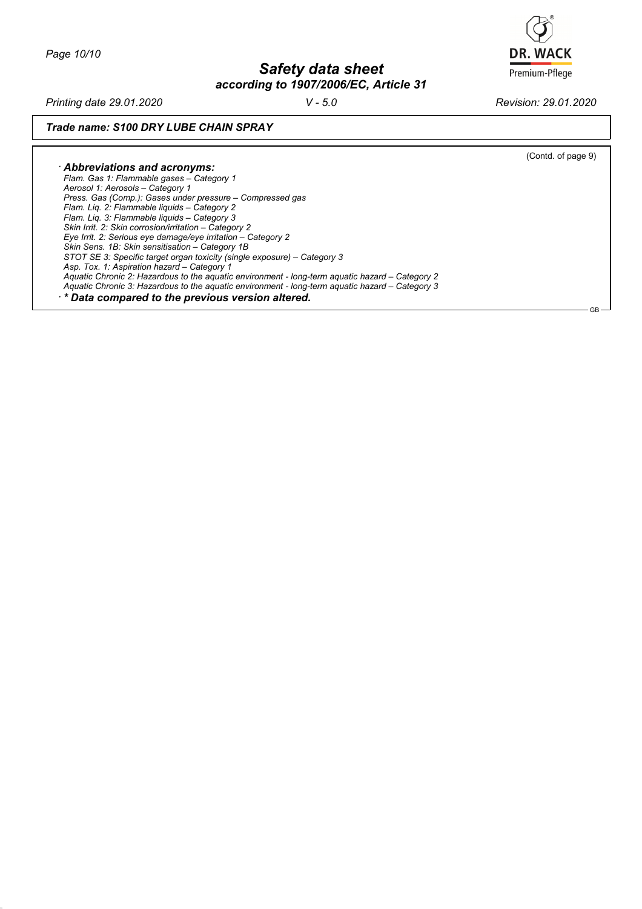(Contd. of page 9)

### · Abbreviations and acronyms:

*Flam. Gas 1: Flammable gases – Category 1*
*Aerosol 1: Aerosols – Category 1*
*Press. Gas (Comp.): Gases under pressure – Compressed gas*
*Flam. Liq. 2: Flammable liquids – Category 2*
*Flam. Liq. 3: Flammable liquids – Category 3*
*Skin Irrit. 2: Skin corrosion/irritation – Category 2*
*Eye Irrit. 2: Serious eye damage/eye irritation – Category 2*
*Skin Sens. 1B: Skin sensitisation – Category 1B*
*STOT SE 3: Specific target organ toxicity (single exposure) – Category 3*
*Asp. Tox. 1: Aspiration hazard – Category 1*
*Aquatic Chronic 2: Hazardous to the aquatic environment - long-term aquatic hazard – Category 2*
*Aquatic Chronic 3: Hazardous to the aquatic environment - long-term aquatic hazard – Category 3*

### · * Data compared to the previous version altered.